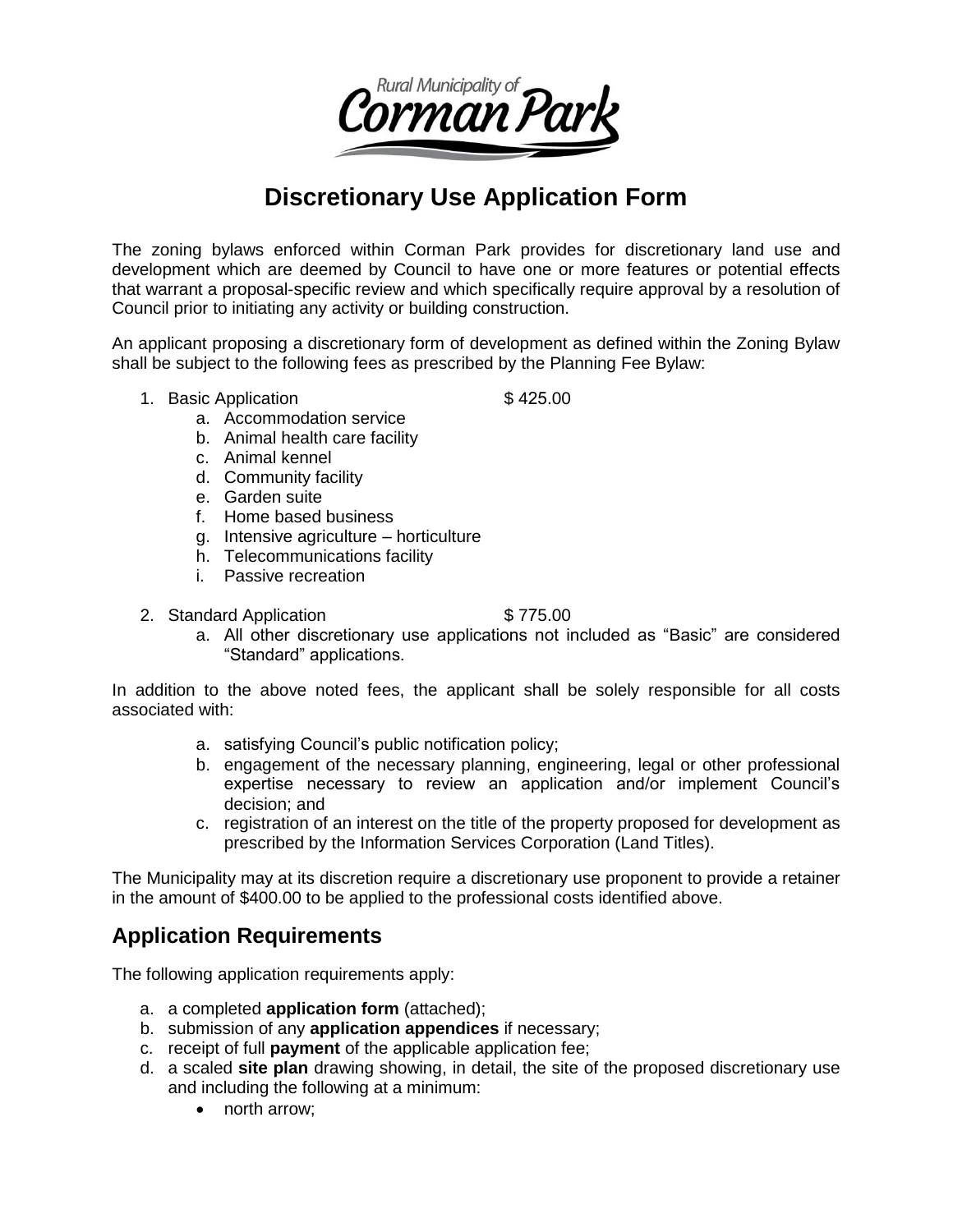Rural Municipality of Corman Park

# Discretionary Use Application Form

The zoning bylaws enforced within Corman Park provides for discretionary land use and development which are deemed by Council to have one or more features or potential effects that warrant a proposal-specific review and which specifically require approval by a resolution of Council prior to initiating any activity or building construction.

An applicant proposing a discretionary form of development as defined within the Zoning Bylaw shall be subject to the following fees as prescribed by the Planning Fee Bylaw:

1. Basic Application $ 425.00
   a. Accommodation service
   b. Animal health care facility
   c. Animal kennel
   d. Community facility
   e. Garden suite
   f. Home based business
   g. Intensive agriculture – horticulture
   h. Telecommunications facility
   i. Passive recreation

2. Standard Application $ 775.00
   a. All other discretionary use applications not included as "Basic" are considered "Standard" applications.

In addition to the above noted fees, the applicant shall be solely responsible for all costs associated with:

a. satisfying Council's public notification policy;
b. engagement of the necessary planning, engineering, legal or other professional expertise necessary to review an application and/or implement Council's decision; and
c. registration of an interest on the title of the property proposed for development as prescribed by the Information Services Corporation (Land Titles).

The Municipality may at its discretion require a discretionary use proponent to provide a retainer in the amount of $400.00 to be applied to the professional costs identified above.

## Application Requirements

The following application requirements apply:

a. a completed **application form** (attached);
b. submission of any **application appendices** if necessary;
c. receipt of full **payment** of the applicable application fee;
d. a scaled **site plan** drawing showing, in detail, the site of the proposed discretionary use and including the following at a minimum:
   - north arrow;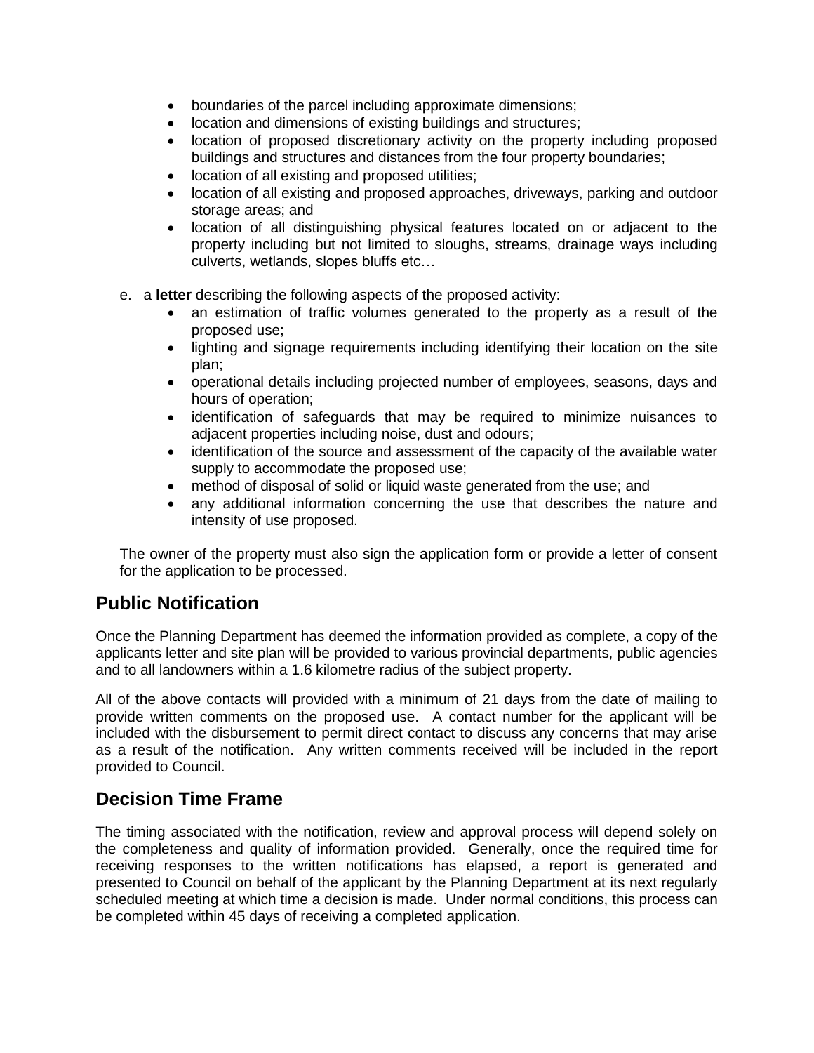- boundaries of the parcel including approximate dimensions;
- location and dimensions of existing buildings and structures;
- location of proposed discretionary activity on the property including proposed buildings and structures and distances from the four property boundaries;
- location of all existing and proposed utilities;
- location of all existing and proposed approaches, driveways, parking and outdoor storage areas; and
- location of all distinguishing physical features located on or adjacent to the property including but not limited to sloughs, streams, drainage ways including culverts, wetlands, slopes bluffs etc…

e. a **letter** describing the following aspects of the proposed activity:

- an estimation of traffic volumes generated to the property as a result of the proposed use;
- lighting and signage requirements including identifying their location on the site plan;
- operational details including projected number of employees, seasons, days and hours of operation;
- identification of safeguards that may be required to minimize nuisances to adjacent properties including noise, dust and odours;
- identification of the source and assessment of the capacity of the available water supply to accommodate the proposed use;
- method of disposal of solid or liquid waste generated from the use; and
- any additional information concerning the use that describes the nature and intensity of use proposed.

The owner of the property must also sign the application form or provide a letter of consent for the application to be processed.

## Public Notification

Once the Planning Department has deemed the information provided as complete, a copy of the applicants letter and site plan will be provided to various provincial departments, public agencies and to all landowners within a 1.6 kilometre radius of the subject property.

All of the above contacts will provided with a minimum of 21 days from the date of mailing to provide written comments on the proposed use. A contact number for the applicant will be included with the disbursement to permit direct contact to discuss any concerns that may arise as a result of the notification. Any written comments received will be included in the report provided to Council.

## Decision Time Frame

The timing associated with the notification, review and approval process will depend solely on the completeness and quality of information provided. Generally, once the required time for receiving responses to the written notifications has elapsed, a report is generated and presented to Council on behalf of the applicant by the Planning Department at its next regularly scheduled meeting at which time a decision is made. Under normal conditions, this process can be completed within 45 days of receiving a completed application.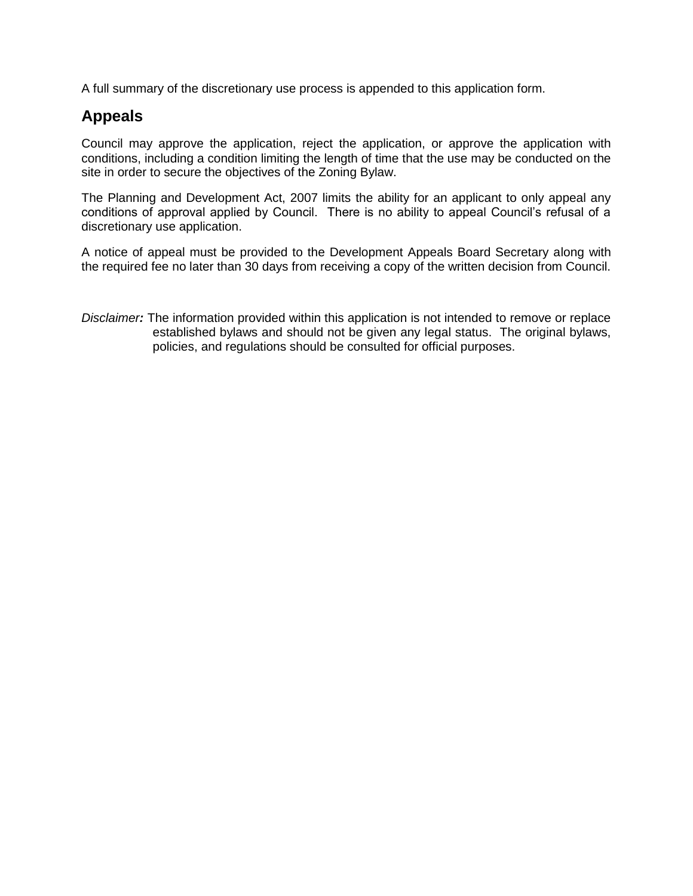A full summary of the discretionary use process is appended to this application form.

## Appeals

Council may approve the application, reject the application, or approve the application with conditions, including a condition limiting the length of time that the use may be conducted on the site in order to secure the objectives of the Zoning Bylaw.

The Planning and Development Act, 2007 limits the ability for an applicant to only appeal any conditions of approval applied by Council. There is no ability to appeal Council's refusal of a discretionary use application.

A notice of appeal must be provided to the Development Appeals Board Secretary along with the required fee no later than 30 days from receiving a copy of the written decision from Council.

*Disclaimer**:*** The information provided within this application is not intended to remove or replace established bylaws and should not be given any legal status. The original bylaws, policies, and regulations should be consulted for official purposes.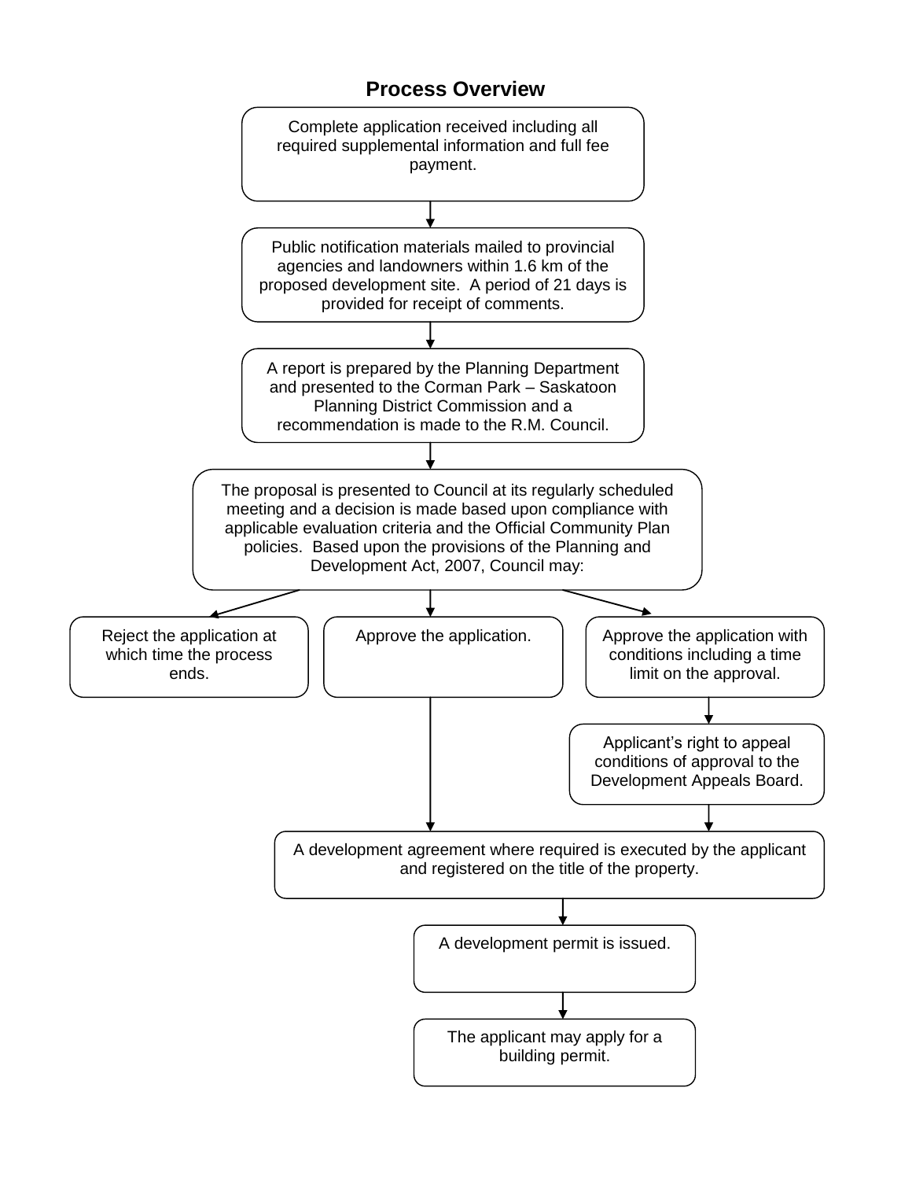## Process Overview

Complete application received including all required supplemental information and full fee payment.

↓

Public notification materials mailed to provincial agencies and landowners within 1.6 km of the proposed development site. A period of 21 days is provided for receipt of comments.

↓

A report is prepared by the Planning Department and presented to the Corman Park – Saskatoon Planning District Commission and a recommendation is made to the R.M. Council.

↓

The proposal is presented to Council at its regularly scheduled meeting and a decision is made based upon compliance with applicable evaluation criteria and the Official Community Plan policies. Based upon the provisions of the Planning and Development Act, 2007, Council may:

- Reject the application at which time the process ends.
- Approve the application.
  - ↓ A development agreement where required is executed by the applicant and registered on the title of the property.
- Approve the application with conditions including a time limit on the approval.
  - ↓ Applicant's right to appeal conditions of approval to the Development Appeals Board.
  - ↓ A development agreement where required is executed by the applicant and registered on the title of the property.

↓

A development permit is issued.

↓

The applicant may apply for a building permit.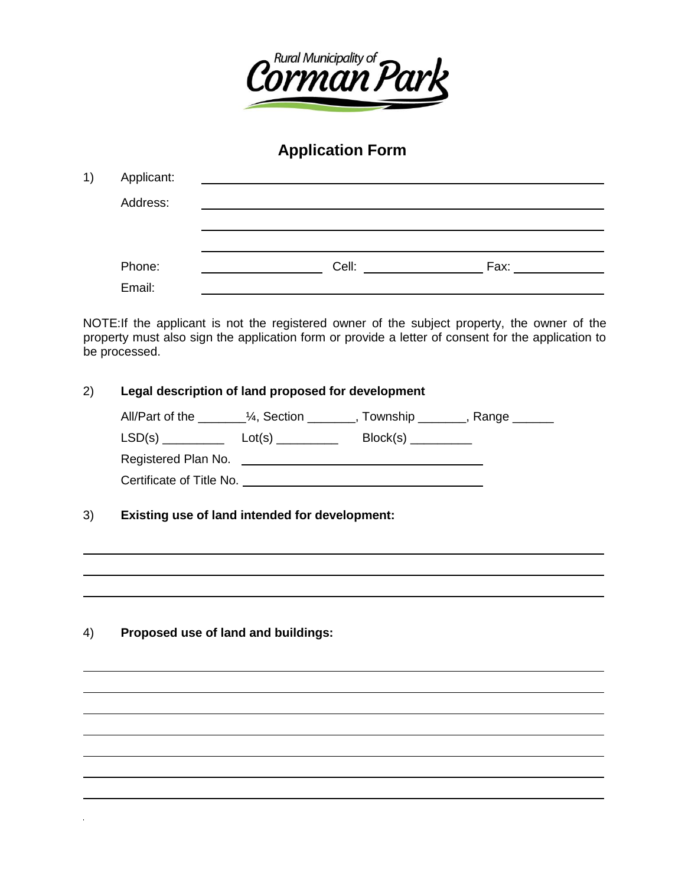Rural Municipality of Corman Park

# Application Form

1) Applicant: ______________________________

Address: ______________________________

______________________________

______________________________

Phone: ______________ Cell: ______________ Fax: ______________

Email: ______________________________

NOTE:If the applicant is not the registered owner of the subject property, the owner of the property must also sign the application form or provide a letter of consent for the application to be processed.

2) **Legal description of land proposed for development**

All/Part of the _______¼, Section _______, Township _______, Range ______

LSD(s) _________ Lot(s) _________ Block(s) _________

Registered Plan No. ______________________________

Certificate of Title No. ______________________________

3) **Existing use of land intended for development:**

______________________________

______________________________

______________________________

4) **Proposed use of land and buildings:**

______________________________

______________________________

______________________________

______________________________

______________________________

______________________________

______________________________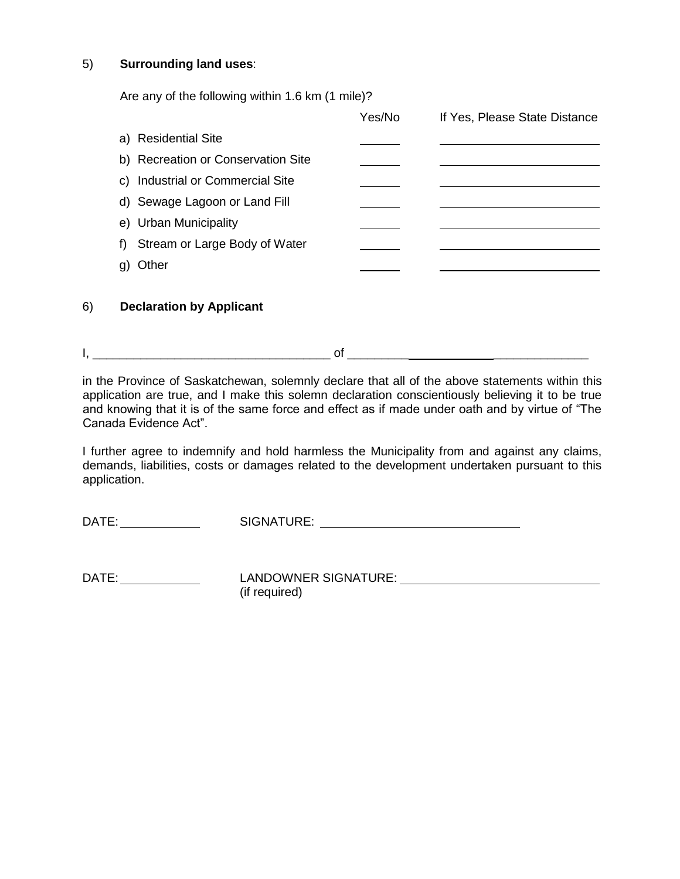5) **Surrounding land uses**:

Are any of the following within 1.6 km (1 mile)?

| | Yes/No | If Yes, Please State Distance |
|---|---|---|
| a) Residential Site | ______ | ______________________ |
| b) Recreation or Conservation Site | ______ | ______________________ |
| c) Industrial or Commercial Site | ______ | ______________________ |
| d) Sewage Lagoon or Land Fill | ______ | ______________________ |
| e) Urban Municipality | ______ | ______________________ |
| f) Stream or Large Body of Water | ______ | ______________________ |
| g) Other | ______ | ______________________ |

6) **Declaration by Applicant**

I, __________________________________ of ______________________________________

in the Province of Saskatchewan, solemnly declare that all of the above statements within this application are true, and I make this solemn declaration conscientiously believing it to be true and knowing that it is of the same force and effect as if made under oath and by virtue of "The Canada Evidence Act".

I further agree to indemnify and hold harmless the Municipality from and against any claims, demands, liabilities, costs or damages related to the development undertaken pursuant to this application.

DATE: ____________ SIGNATURE: ______________________________

DATE: ____________ LANDOWNER SIGNATURE: ______________________________
(if required)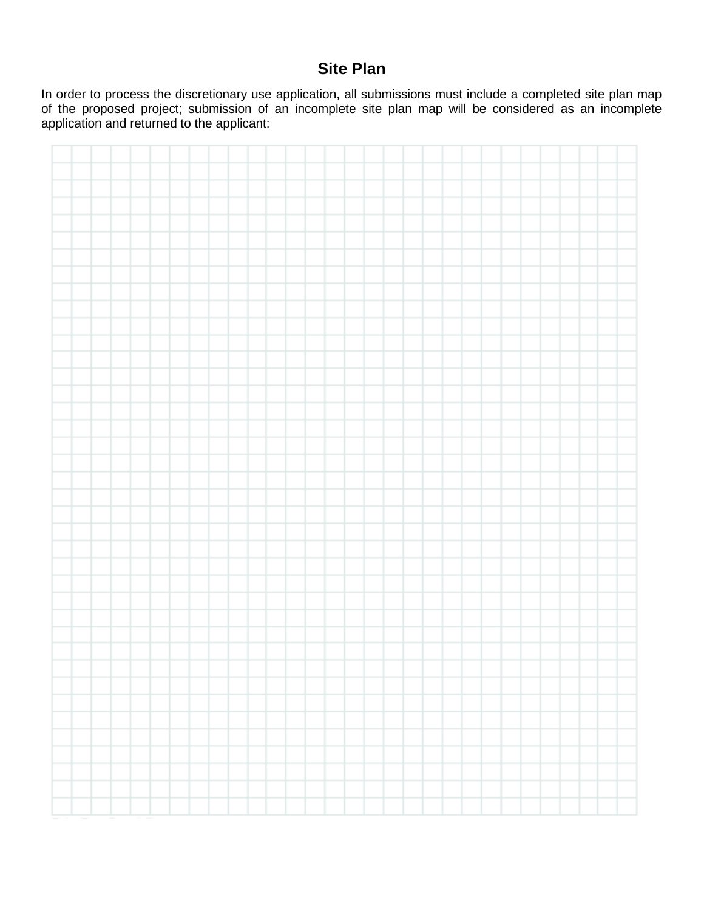## Site Plan

In order to process the discretionary use application, all submissions must include a completed site plan map of the proposed project; submission of an incomplete site plan map will be considered as an incomplete application and returned to the applicant: